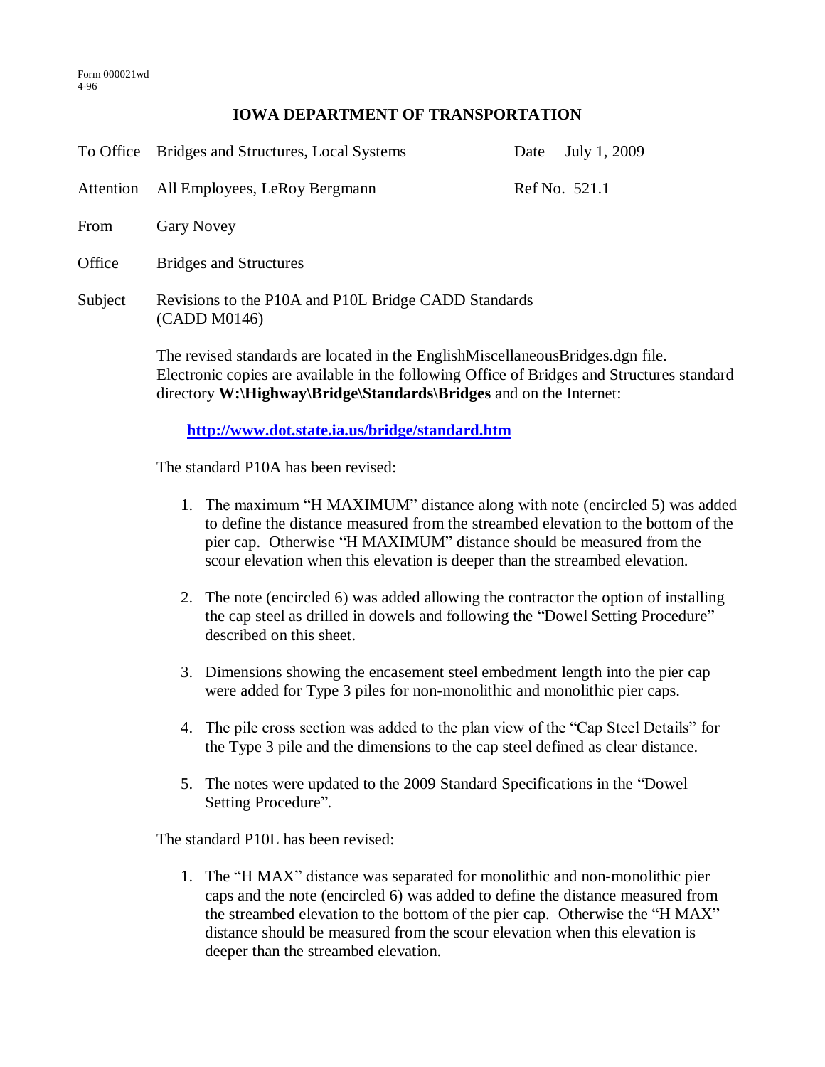Form 000021wd
4-96

# IOWA DEPARTMENT OF TRANSPORTATION

| | | | |
|---|---|---|---|
| To Office | Bridges and Structures, Local Systems | Date | July 1, 2009 |
| Attention | All Employees, LeRoy Bergmann | Ref No. | 521.1 |
| From | Gary Novey | | |
| Office | Bridges and Structures | | |
| Subject | Revisions to the P10A and P10L Bridge CADD Standards (CADD M0146) | | |

The revised standards are located in the EnglishMiscellaneousBridges.dgn file. Electronic copies are available in the following Office of Bridges and Structures standard directory **W:\Highway\Bridge\Standards\Bridges** and on the Internet:

**http://www.dot.state.ia.us/bridge/standard.htm**

The standard P10A has been revised:

1. The maximum "H MAXIMUM" distance along with note (encircled 5) was added to define the distance measured from the streambed elevation to the bottom of the pier cap. Otherwise "H MAXIMUM" distance should be measured from the scour elevation when this elevation is deeper than the streambed elevation.

2. The note (encircled 6) was added allowing the contractor the option of installing the cap steel as drilled in dowels and following the "Dowel Setting Procedure" described on this sheet.

3. Dimensions showing the encasement steel embedment length into the pier cap were added for Type 3 piles for non-monolithic and monolithic pier caps.

4. The pile cross section was added to the plan view of the "Cap Steel Details" for the Type 3 pile and the dimensions to the cap steel defined as clear distance.

5. The notes were updated to the 2009 Standard Specifications in the "Dowel Setting Procedure".

The standard P10L has been revised:

1. The "H MAX" distance was separated for monolithic and non-monolithic pier caps and the note (encircled 6) was added to define the distance measured from the streambed elevation to the bottom of the pier cap. Otherwise the "H MAX" distance should be measured from the scour elevation when this elevation is deeper than the streambed elevation.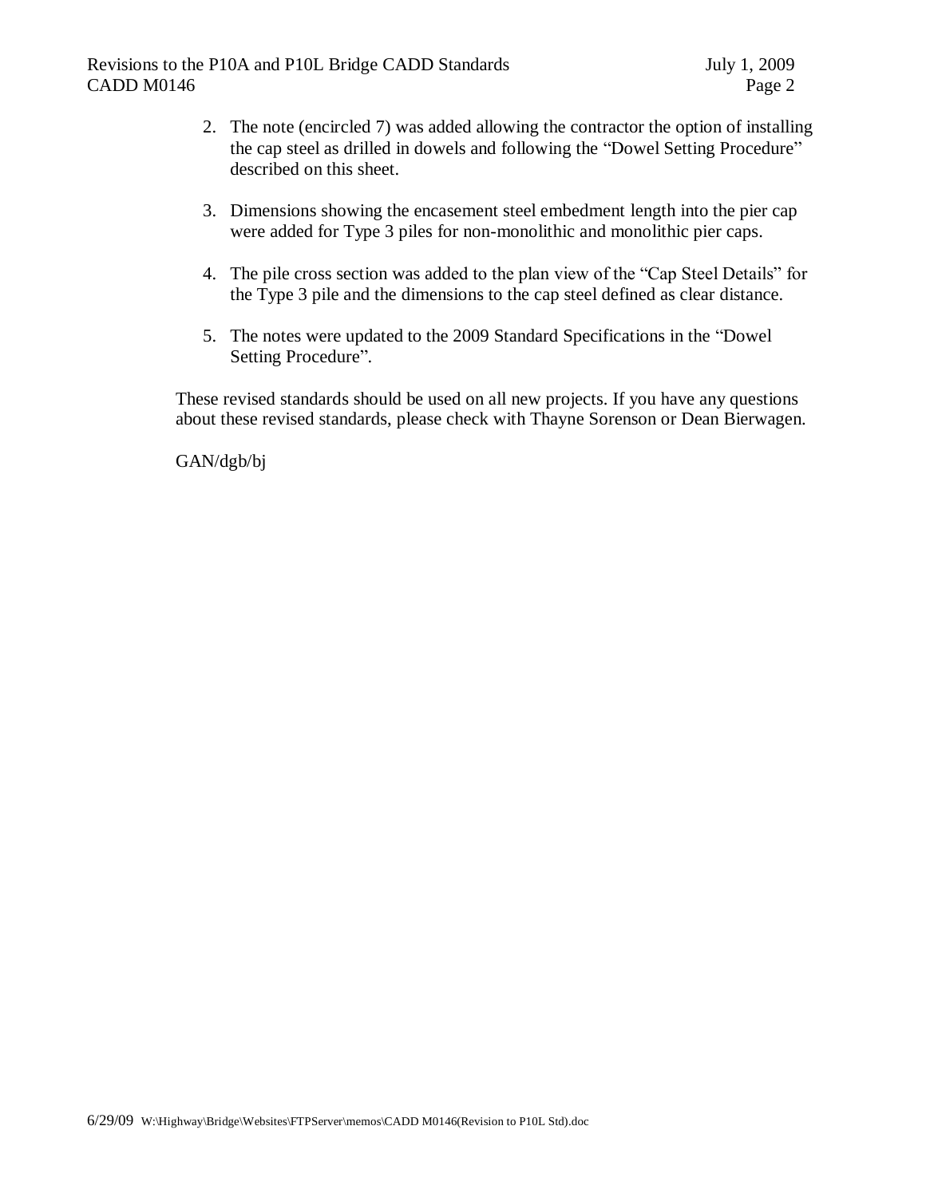2. The note (encircled 7) was added allowing the contractor the option of installing the cap steel as drilled in dowels and following the "Dowel Setting Procedure" described on this sheet.

3. Dimensions showing the encasement steel embedment length into the pier cap were added for Type 3 piles for non-monolithic and monolithic pier caps.

4. The pile cross section was added to the plan view of the "Cap Steel Details" for the Type 3 pile and the dimensions to the cap steel defined as clear distance.

5. The notes were updated to the 2009 Standard Specifications in the "Dowel Setting Procedure".

These revised standards should be used on all new projects. If you have any questions about these revised standards, please check with Thayne Sorenson or Dean Bierwagen.

GAN/dgb/bj

6/29/09 W:\Highway\Bridge\Websites\FTPServer\memos\CADD M0146(Revision to P10L Std).doc